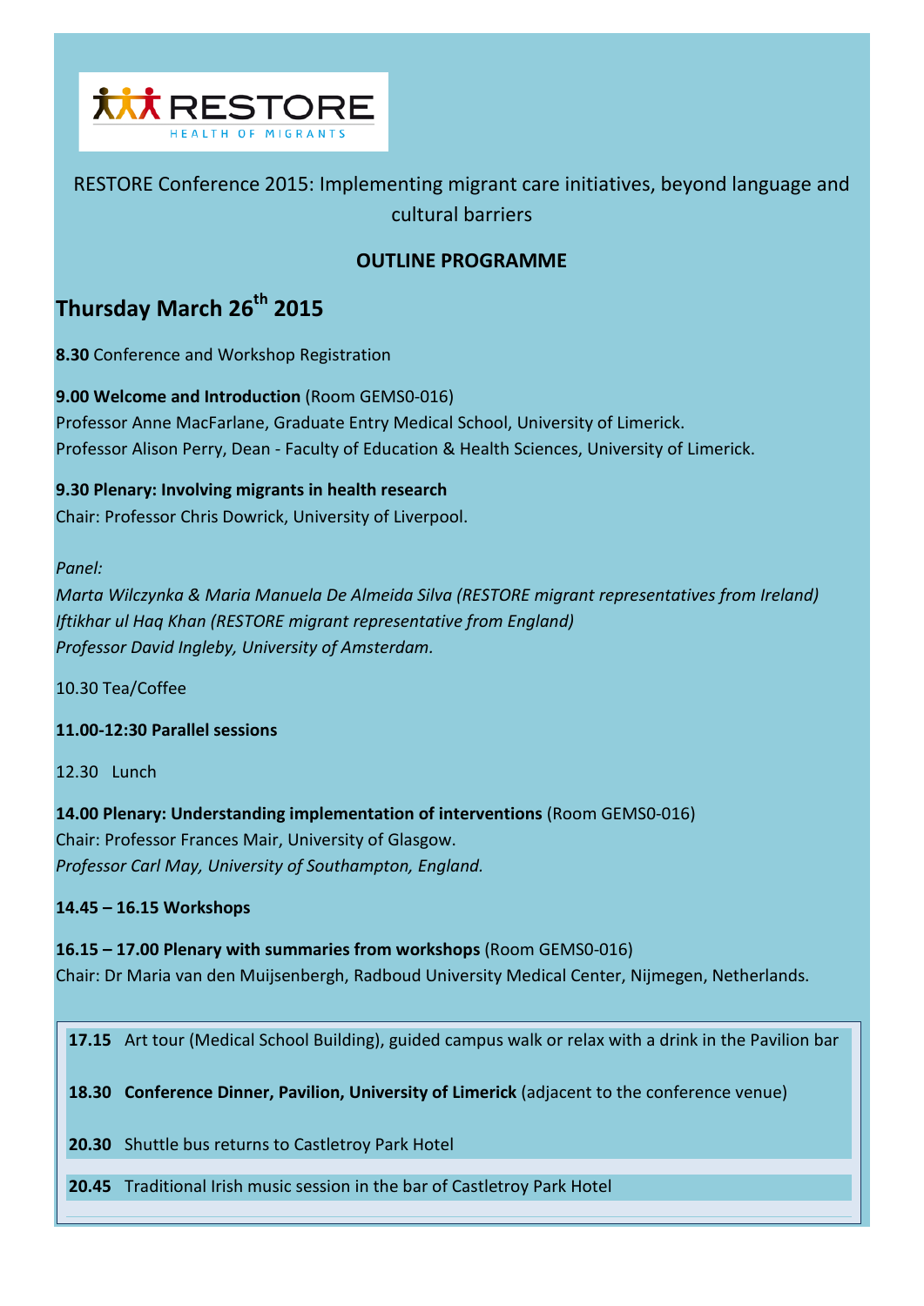RESTORE
HEALTH OF MIGRANTS

RESTORE Conference 2015: Implementing migrant care initiatives, beyond language and cultural barriers

**OUTLINE PROGRAMME**

## Thursday March 26th 2015

**8.30** Conference and Workshop Registration

**9.00 Welcome and Introduction** (Room GEMS0-016)
Professor Anne MacFarlane, Graduate Entry Medical School, University of Limerick.
Professor Alison Perry, Dean - Faculty of Education & Health Sciences, University of Limerick.

**9.30 Plenary: Involving migrants in health research**
Chair: Professor Chris Dowrick, University of Liverpool.

*Panel:*
*Marta Wilczynka & Maria Manuela De Almeida Silva (RESTORE migrant representatives from Ireland)*
*Iftikhar ul Haq Khan (RESTORE migrant representative from England)*
*Professor David Ingleby, University of Amsterdam.*

10.30 Tea/Coffee

**11.00-12:30 Parallel sessions**

12.30 Lunch

**14.00 Plenary: Understanding implementation of interventions** (Room GEMS0-016)
Chair: Professor Frances Mair, University of Glasgow.
*Professor Carl May, University of Southampton, England.*

**14.45 – 16.15 Workshops**

**16.15 – 17.00 Plenary with summaries from workshops** (Room GEMS0-016)
Chair: Dr Maria van den Muijsenbergh, Radboud University Medical Center, Nijmegen, Netherlands.

**17.15** Art tour (Medical School Building), guided campus walk or relax with a drink in the Pavilion bar

**18.30 Conference Dinner, Pavilion, University of Limerick** (adjacent to the conference venue)

**20.30** Shuttle bus returns to Castletroy Park Hotel

**20.45** Traditional Irish music session in the bar of Castletroy Park Hotel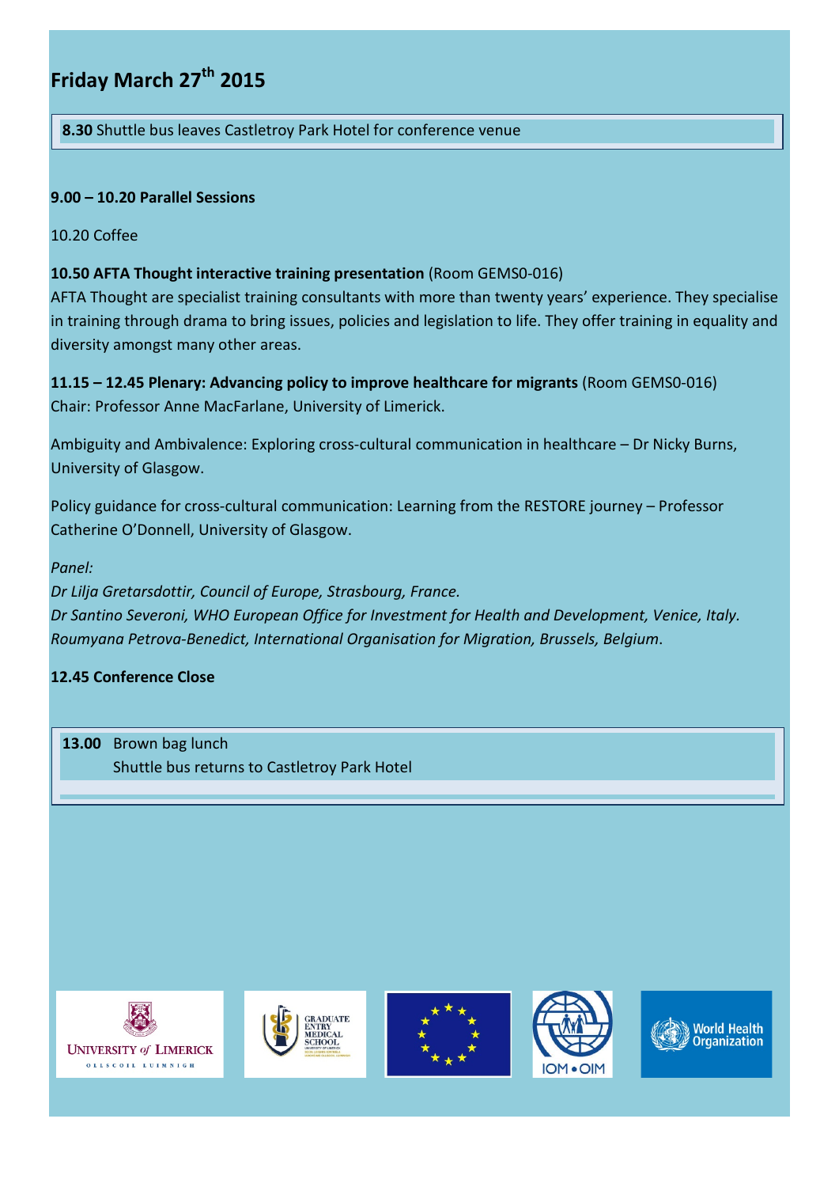# Friday March 27th 2015

**8.30** Shuttle bus leaves Castletroy Park Hotel for conference venue

**9.00 – 10.20 Parallel Sessions**

10.20 Coffee

**10.50 AFTA Thought interactive training presentation** (Room GEMS0-016)
AFTA Thought are specialist training consultants with more than twenty years' experience. They specialise in training through drama to bring issues, policies and legislation to life. They offer training in equality and diversity amongst many other areas.

**11.15 – 12.45 Plenary: Advancing policy to improve healthcare for migrants** (Room GEMS0-016)
Chair: Professor Anne MacFarlane, University of Limerick.

Ambiguity and Ambivalence: Exploring cross-cultural communication in healthcare – Dr Nicky Burns, University of Glasgow.

Policy guidance for cross-cultural communication: Learning from the RESTORE journey – Professor Catherine O'Donnell, University of Glasgow.

*Panel:*
*Dr Lilja Gretarsdottir, Council of Europe, Strasbourg, France.*
*Dr Santino Severoni, WHO European Office for Investment for Health and Development, Venice, Italy.*
*Roumyana Petrova-Benedict, International Organisation for Migration, Brussels, Belgium.*

**12.45 Conference Close**

**13.00** Brown bag lunch
Shuttle bus returns to Castletroy Park Hotel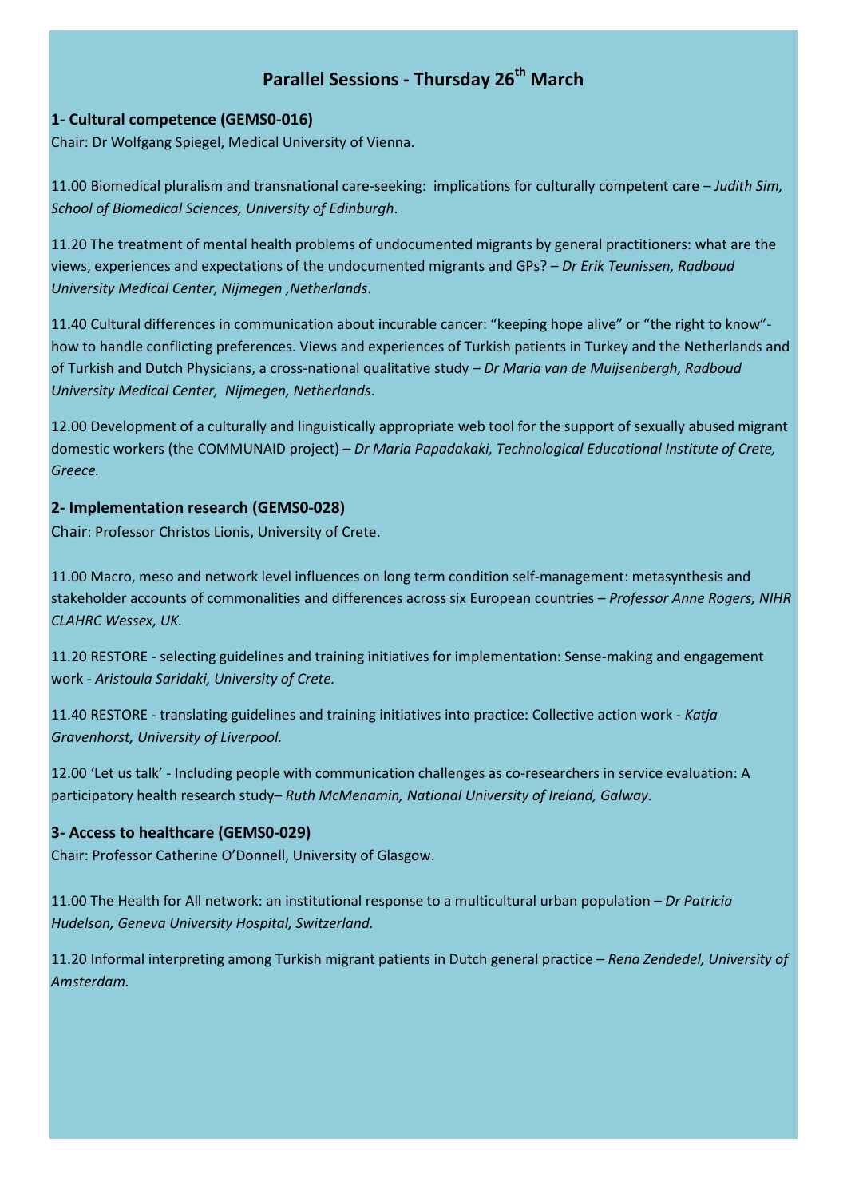# Parallel Sessions - Thursday 26th March

## 1- Cultural competence (GEMS0-016)

Chair: Dr Wolfgang Spiegel, Medical University of Vienna.

11.00 Biomedical pluralism and transnational care-seeking: implications for culturally competent care – *Judith Sim, School of Biomedical Sciences, University of Edinburgh*.

11.20 The treatment of mental health problems of undocumented migrants by general practitioners: what are the views, experiences and expectations of the undocumented migrants and GPs? – *Dr Erik Teunissen, Radboud University Medical Center, Nijmegen ,Netherlands*.

11.40 Cultural differences in communication about incurable cancer: "keeping hope alive" or "the right to know"- how to handle conflicting preferences. Views and experiences of Turkish patients in Turkey and the Netherlands and of Turkish and Dutch Physicians, a cross-national qualitative study – *Dr Maria van de Muijsenbergh, Radboud University Medical Center, Nijmegen, Netherlands*.

12.00 Development of a culturally and linguistically appropriate web tool for the support of sexually abused migrant domestic workers (the COMMUNAID project) – *Dr Maria Papadakaki, Technological Educational Institute of Crete, Greece.*

## 2- Implementation research (GEMS0-028)

Chair: Professor Christos Lionis, University of Crete.

11.00 Macro, meso and network level influences on long term condition self-management: metasynthesis and stakeholder accounts of commonalities and differences across six European countries – *Professor Anne Rogers, NIHR CLAHRC Wessex, UK.*

11.20 RESTORE - selecting guidelines and training initiatives for implementation: Sense-making and engagement work - *Aristoula Saridaki, University of Crete.*

11.40 RESTORE - translating guidelines and training initiatives into practice: Collective action work - *Katja Gravenhorst, University of Liverpool.*

12.00 'Let us talk' - Including people with communication challenges as co-researchers in service evaluation: A participatory health research study– *Ruth McMenamin, National University of Ireland, Galway.*

## 3- Access to healthcare (GEMS0-029)

Chair: Professor Catherine O'Donnell, University of Glasgow.

11.00 The Health for All network: an institutional response to a multicultural urban population – *Dr Patricia Hudelson, Geneva University Hospital, Switzerland.*

11.20 Informal interpreting among Turkish migrant patients in Dutch general practice – *Rena Zendedel, University of Amsterdam.*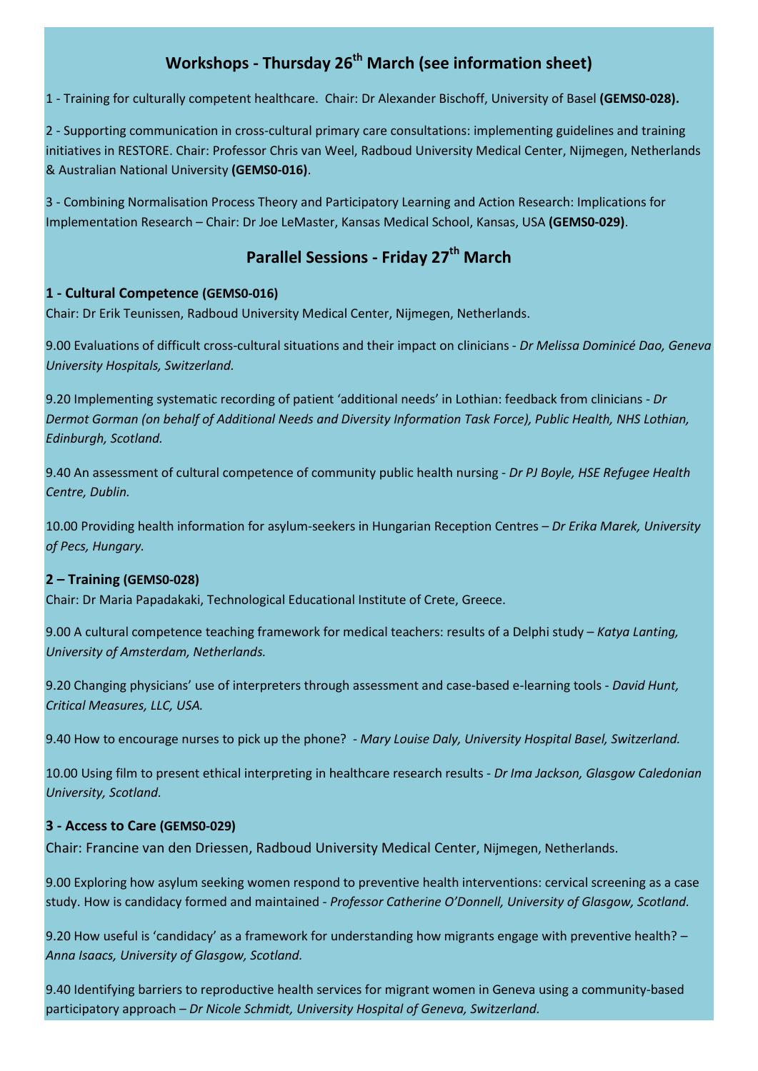## Workshops - Thursday 26th March (see information sheet)

1 - Training for culturally competent healthcare. Chair: Dr Alexander Bischoff, University of Basel **(GEMS0-028).**

2 - Supporting communication in cross-cultural primary care consultations: implementing guidelines and training initiatives in RESTORE. Chair: Professor Chris van Weel, Radboud University Medical Center, Nijmegen, Netherlands & Australian National University **(GEMS0-016)**.

3 - Combining Normalisation Process Theory and Participatory Learning and Action Research: Implications for Implementation Research – Chair: Dr Joe LeMaster, Kansas Medical School, Kansas, USA **(GEMS0-029)**.

## Parallel Sessions - Friday 27th March

**1 - Cultural Competence (GEMS0-016)**
Chair: Dr Erik Teunissen, Radboud University Medical Center, Nijmegen, Netherlands.

9.00 Evaluations of difficult cross-cultural situations and their impact on clinicians - *Dr Melissa Dominicé Dao, Geneva University Hospitals, Switzerland.*

9.20 Implementing systematic recording of patient 'additional needs' in Lothian: feedback from clinicians - *Dr Dermot Gorman (on behalf of Additional Needs and Diversity Information Task Force), Public Health, NHS Lothian, Edinburgh, Scotland.*

9.40 An assessment of cultural competence of community public health nursing - *Dr PJ Boyle, HSE Refugee Health Centre, Dublin.*

10.00 Providing health information for asylum-seekers in Hungarian Reception Centres – *Dr Erika Marek, University of Pecs, Hungary.*

**2 – Training (GEMS0-028)**
Chair: Dr Maria Papadakaki, Technological Educational Institute of Crete, Greece.

9.00 A cultural competence teaching framework for medical teachers: results of a Delphi study – *Katya Lanting, University of Amsterdam, Netherlands.*

9.20 Changing physicians' use of interpreters through assessment and case-based e-learning tools - *David Hunt, Critical Measures, LLC, USA.*

9.40 How to encourage nurses to pick up the phone? - *Mary Louise Daly, University Hospital Basel, Switzerland.*

10.00 Using film to present ethical interpreting in healthcare research results - *Dr Ima Jackson, Glasgow Caledonian University, Scotland.*

**3 - Access to Care (GEMS0-029)**
Chair: Francine van den Driessen, Radboud University Medical Center, Nijmegen, Netherlands.

9.00 Exploring how asylum seeking women respond to preventive health interventions: cervical screening as a case study. How is candidacy formed and maintained - *Professor Catherine O'Donnell, University of Glasgow, Scotland.*

9.20 How useful is 'candidacy' as a framework for understanding how migrants engage with preventive health? – *Anna Isaacs, University of Glasgow, Scotland.*

9.40 Identifying barriers to reproductive health services for migrant women in Geneva using a community-based participatory approach – *Dr Nicole Schmidt, University Hospital of Geneva, Switzerland.*